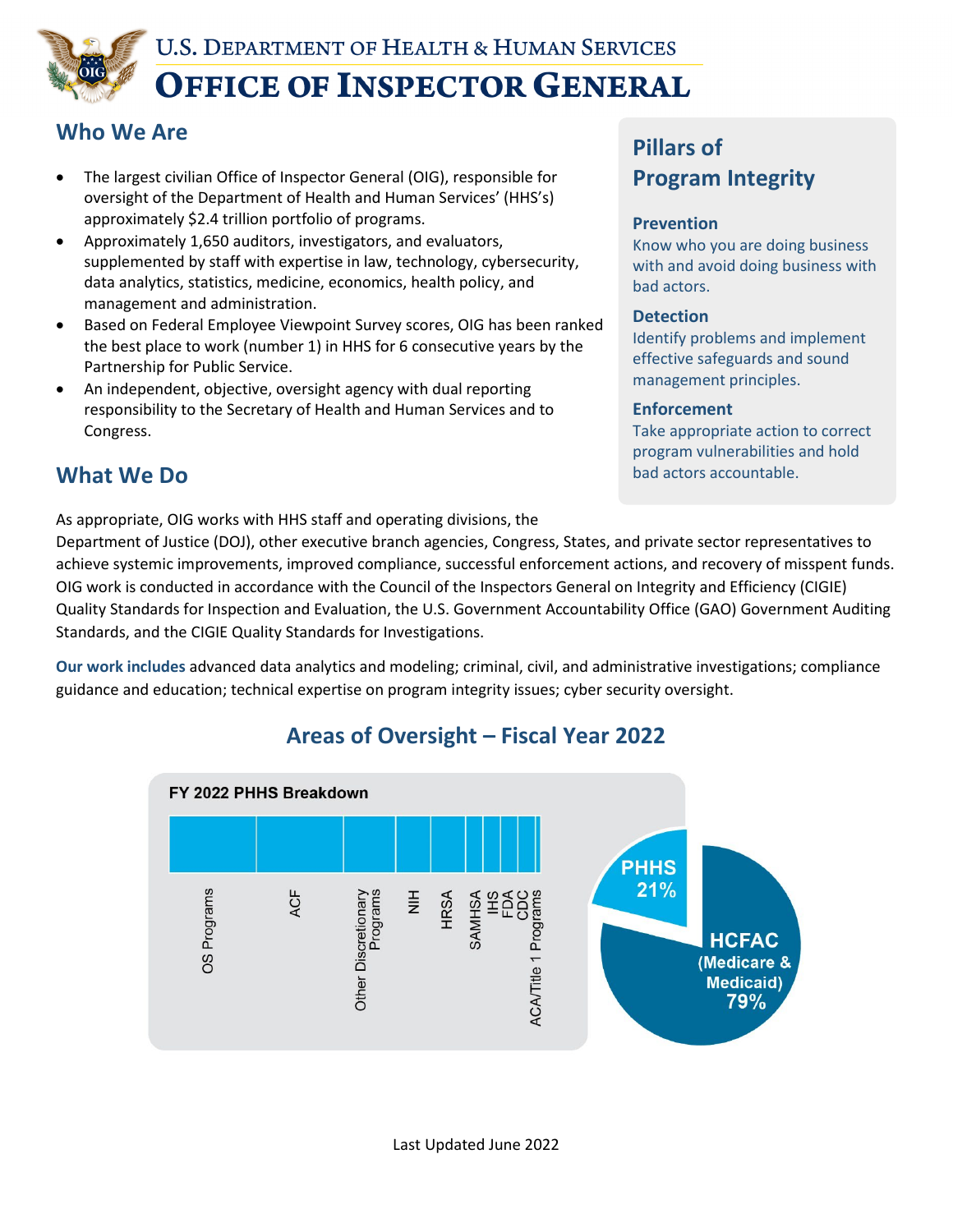# U.S. Department of Health & Human Services
# Office of Inspector General

## Who We Are

- The largest civilian Office of Inspector General (OIG), responsible for oversight of the Department of Health and Human Services' (HHS's) approximately $2.4 trillion portfolio of programs.
- Approximately 1,650 auditors, investigators, and evaluators, supplemented by staff with expertise in law, technology, cybersecurity, data analytics, statistics, medicine, economics, health policy, and management and administration.
- Based on Federal Employee Viewpoint Survey scores, OIG has been ranked the best place to work (number 1) in HHS for 6 consecutive years by the Partnership for Public Service.
- An independent, objective, oversight agency with dual reporting responsibility to the Secretary of Health and Human Services and to Congress.

## Pillars of Program Integrity

**Prevention**
Know who you are doing business with and avoid doing business with bad actors.

**Detection**
Identify problems and implement effective safeguards and sound management principles.

**Enforcement**
Take appropriate action to correct program vulnerabilities and hold bad actors accountable.

## What We Do

As appropriate, OIG works with HHS staff and operating divisions, the Department of Justice (DOJ), other executive branch agencies, Congress, States, and private sector representatives to achieve systemic improvements, improved compliance, successful enforcement actions, and recovery of misspent funds. OIG work is conducted in accordance with the Council of the Inspectors General on Integrity and Efficiency (CIGIE) Quality Standards for Inspection and Evaluation, the U.S. Government Accountability Office (GAO) Government Auditing Standards, and the CIGIE Quality Standards for Investigations.

**Our work includes** advanced data analytics and modeling; criminal, civil, and administrative investigations; compliance guidance and education; technical expertise on program integrity issues; cyber security oversight.

## Areas of Oversight – Fiscal Year 2022

**FY 2022 PHHS Breakdown**

OS Programs, ACF, Other Discretionary Programs, NIH, HRSA, SAMHSA, IHS, FDA, CDC, ACA/Title 1 Programs

- PHHS 21%
- HCFAC (Medicare & Medicaid) 79%

Last Updated June 2022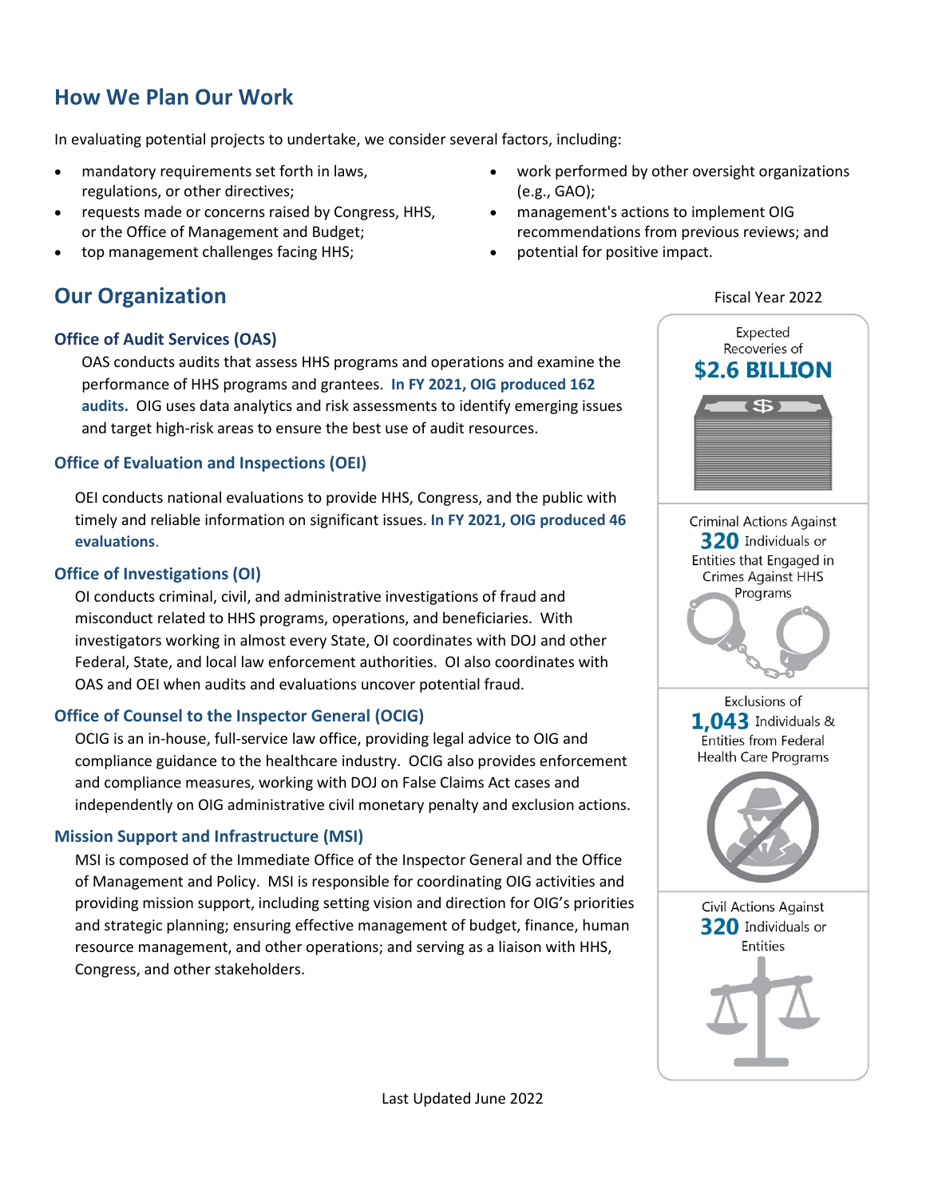## How We Plan Our Work

In evaluating potential projects to undertake, we consider several factors, including:

- mandatory requirements set forth in laws, regulations, or other directives;
- requests made or concerns raised by Congress, HHS, or the Office of Management and Budget;
- top management challenges facing HHS;
- work performed by other oversight organizations (e.g., GAO);
- management's actions to implement OIG recommendations from previous reviews; and
- potential for positive impact.

## Our Organization

### Office of Audit Services (OAS)

OAS conducts audits that assess HHS programs and operations and examine the performance of HHS programs and grantees. **In FY 2021, OIG produced 162 audits.** OIG uses data analytics and risk assessments to identify emerging issues and target high-risk areas to ensure the best use of audit resources.

### Office of Evaluation and Inspections (OEI)

OEI conducts national evaluations to provide HHS, Congress, and the public with timely and reliable information on significant issues. **In FY 2021, OIG produced 46 evaluations**.

### Office of Investigations (OI)

OI conducts criminal, civil, and administrative investigations of fraud and misconduct related to HHS programs, operations, and beneficiaries. With investigators working in almost every State, OI coordinates with DOJ and other Federal, State, and local law enforcement authorities. OI also coordinates with OAS and OEI when audits and evaluations uncover potential fraud.

### Office of Counsel to the Inspector General (OCIG)

OCIG is an in-house, full-service law office, providing legal advice to OIG and compliance guidance to the healthcare industry. OCIG also provides enforcement and compliance measures, working with DOJ on False Claims Act cases and independently on OIG administrative civil monetary penalty and exclusion actions.

### Mission Support and Infrastructure (MSI)

MSI is composed of the Immediate Office of the Inspector General and the Office of Management and Policy. MSI is responsible for coordinating OIG activities and providing mission support, including setting vision and direction for OIG's priorities and strategic planning; ensuring effective management of budget, finance, human resource management, and other operations; and serving as a liaison with HHS, Congress, and other stakeholders.

**Fiscal Year 2022**

Expected Recoveries of **$2.6 BILLION**

Criminal Actions Against **320** Individuals or Entities that Engaged in Crimes Against HHS Programs

Exclusions of **1,043** Individuals & Entities from Federal Health Care Programs

Civil Actions Against **320** Individuals or Entities

Last Updated June 2022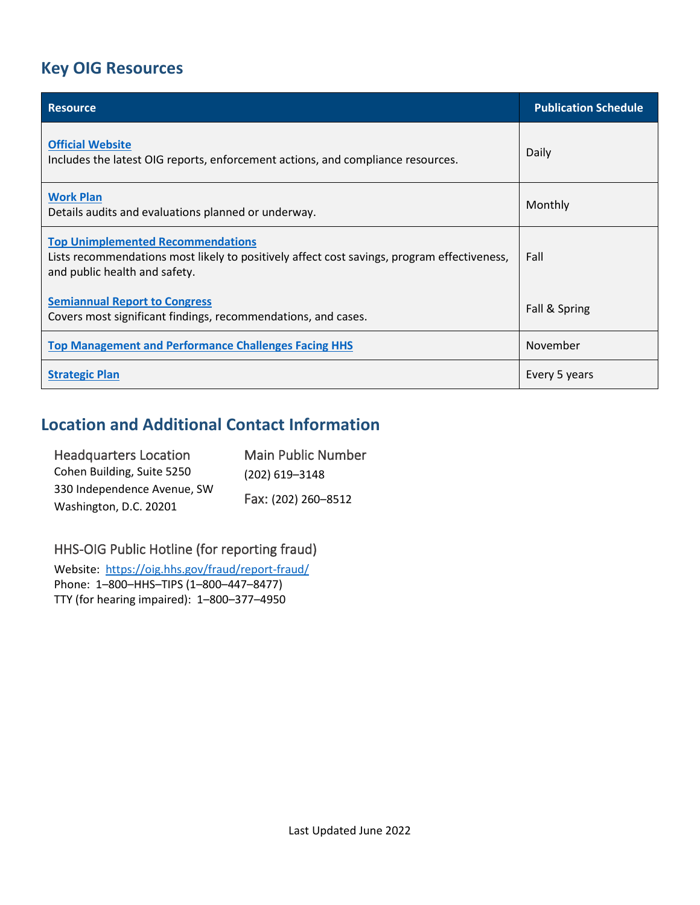## Key OIG Resources

| Resource | Publication Schedule |
|---|---|
| **Official Website**<br>Includes the latest OIG reports, enforcement actions, and compliance resources. | Daily |
| **Work Plan**<br>Details audits and evaluations planned or underway. | Monthly |
| **Top Unimplemented Recommendations**<br>Lists recommendations most likely to positively affect cost savings, program effectiveness, and public health and safety. | Fall |
| **Semiannual Report to Congress**<br>Covers most significant findings, recommendations, and cases. | Fall & Spring |
| **Top Management and Performance Challenges Facing HHS** | November |
| **Strategic Plan** | Every 5 years |

## Location and Additional Contact Information

### Headquarters Location

Cohen Building, Suite 5250
330 Independence Avenue, SW
Washington, D.C. 20201

### Main Public Number

(202) 619–3148

Fax: (202) 260–8512

### HHS-OIG Public Hotline (for reporting fraud)

Website: https://oig.hhs.gov/fraud/report-fraud/
Phone: 1–800–HHS–TIPS (1–800–447–8477)
TTY (for hearing impaired): 1–800–377–4950

Last Updated June 2022